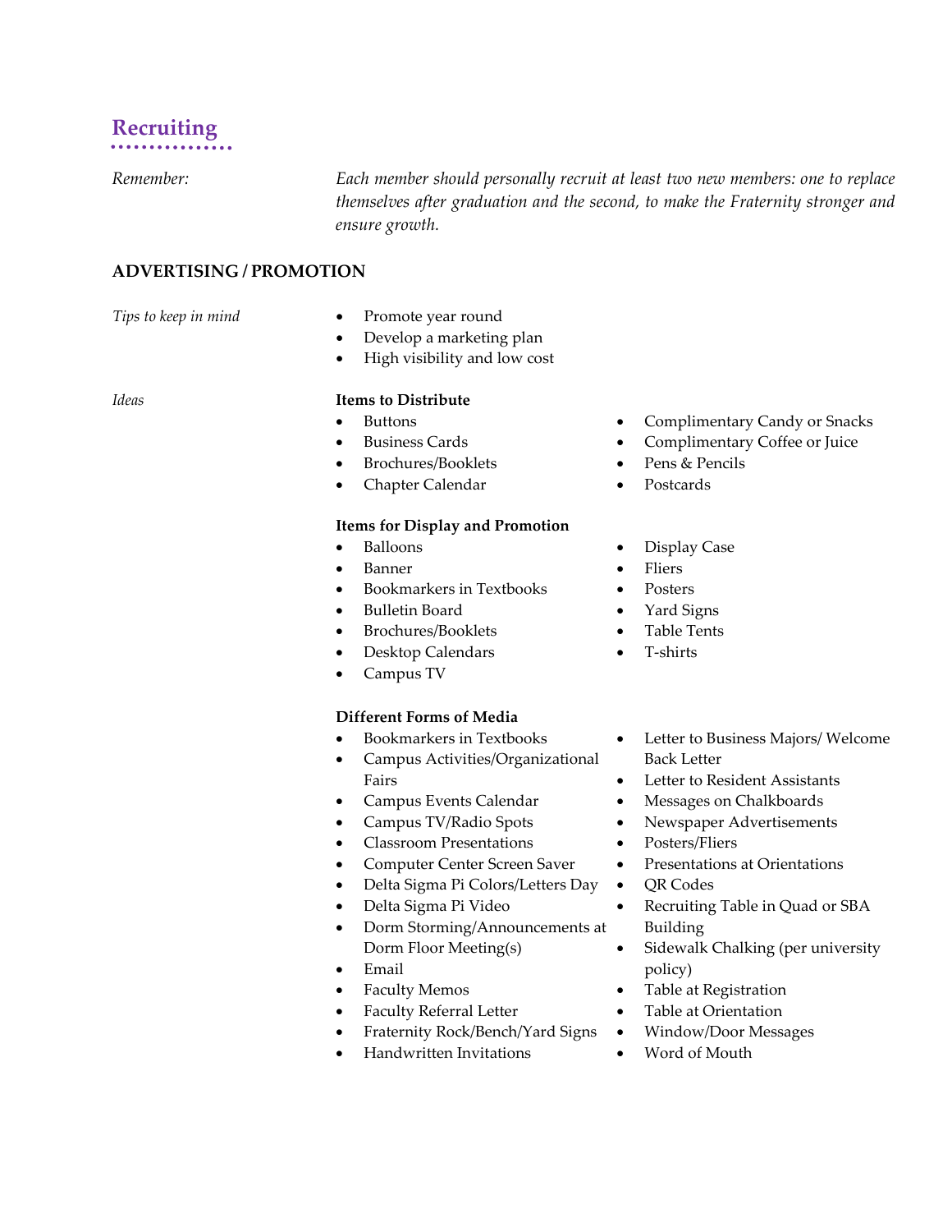# Recruiting

*Remember:* *Each member should personally recruit at least two new members: one to replace themselves after graduation and the second, to make the Fraternity stronger and ensure growth.*

## ADVERTISING / PROMOTION

*Tips to keep in mind*

- Promote year round
- Develop a marketing plan
- High visibility and low cost

*Ideas*

**Items to Distribute**

- Buttons
- Business Cards
- Brochures/Booklets
- Chapter Calendar
- Complimentary Candy or Snacks
- Complimentary Coffee or Juice
- Pens & Pencils
- Postcards

**Items for Display and Promotion**

- Balloons
- Banner
- Bookmarkers in Textbooks
- Bulletin Board
- Brochures/Booklets
- Desktop Calendars
- Campus TV
- Display Case
- Fliers
- Posters
- Yard Signs
- Table Tents
- T-shirts

**Different Forms of Media**

- Bookmarkers in Textbooks
- Campus Activities/Organizational Fairs
- Campus Events Calendar
- Campus TV/Radio Spots
- Classroom Presentations
- Computer Center Screen Saver
- Delta Sigma Pi Colors/Letters Day
- Delta Sigma Pi Video
- Dorm Storming/Announcements at Dorm Floor Meeting(s)
- Email
- Faculty Memos
- Faculty Referral Letter
- Fraternity Rock/Bench/Yard Signs
- Handwritten Invitations
- Letter to Business Majors/ Welcome Back Letter
- Letter to Resident Assistants
- Messages on Chalkboards
- Newspaper Advertisements
- Posters/Fliers
- Presentations at Orientations
- QR Codes
- Recruiting Table in Quad or SBA Building
- Sidewalk Chalking (per university policy)
- Table at Registration
- Table at Orientation
- Window/Door Messages
- Word of Mouth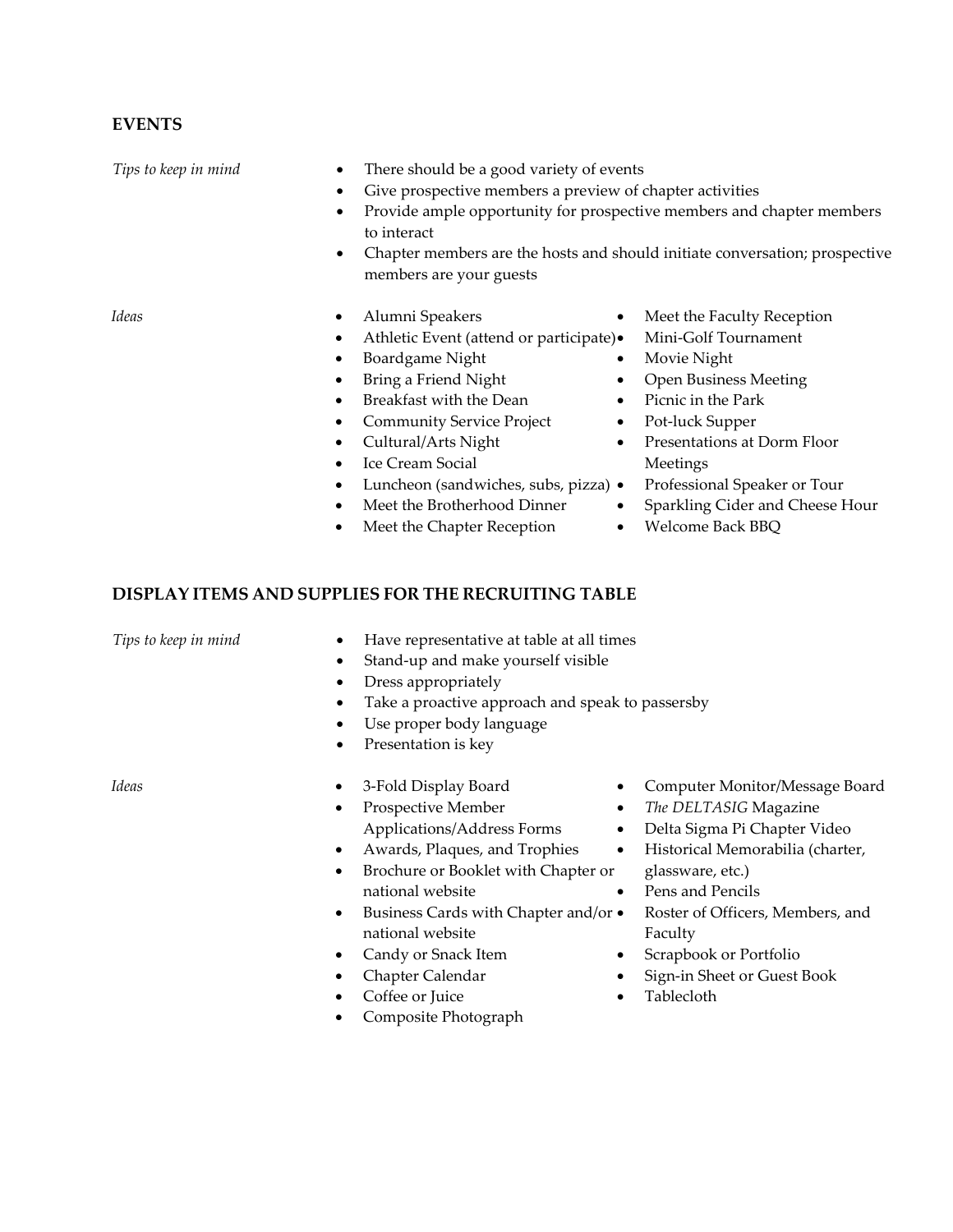## EVENTS

*Tips to keep in mind*

- There should be a good variety of events
- Give prospective members a preview of chapter activities
- Provide ample opportunity for prospective members and chapter members to interact
- Chapter members are the hosts and should initiate conversation; prospective members are your guests

*Ideas*

- Alumni Speakers
- Athletic Event (attend or participate)
- Boardgame Night
- Bring a Friend Night
- Breakfast with the Dean
- Community Service Project
- Cultural/Arts Night
- Ice Cream Social
- Luncheon (sandwiches, subs, pizza)
- Meet the Brotherhood Dinner
- Meet the Chapter Reception
- Meet the Faculty Reception
- Mini-Golf Tournament
- Movie Night
- Open Business Meeting
- Picnic in the Park
- Pot-luck Supper
- Presentations at Dorm Floor Meetings
- Professional Speaker or Tour
- Sparkling Cider and Cheese Hour
- Welcome Back BBQ

## DISPLAY ITEMS AND SUPPLIES FOR THE RECRUITING TABLE

*Tips to keep in mind*

- Have representative at table at all times
- Stand-up and make yourself visible
- Dress appropriately
- Take a proactive approach and speak to passersby
- Use proper body language
- Presentation is key

*Ideas*

- 3-Fold Display Board
- Prospective Member Applications/Address Forms
- Awards, Plaques, and Trophies
- Brochure or Booklet with Chapter or national website
- Business Cards with Chapter and/or national website
- Candy or Snack Item
- Chapter Calendar
- Coffee or Juice
- Composite Photograph
- Computer Monitor/Message Board
- *The DELTASIG* Magazine
- Delta Sigma Pi Chapter Video
- Historical Memorabilia (charter, glassware, etc.)
- Pens and Pencils
- Roster of Officers, Members, and Faculty
- Scrapbook or Portfolio
- Sign-in Sheet or Guest Book
- Tablecloth